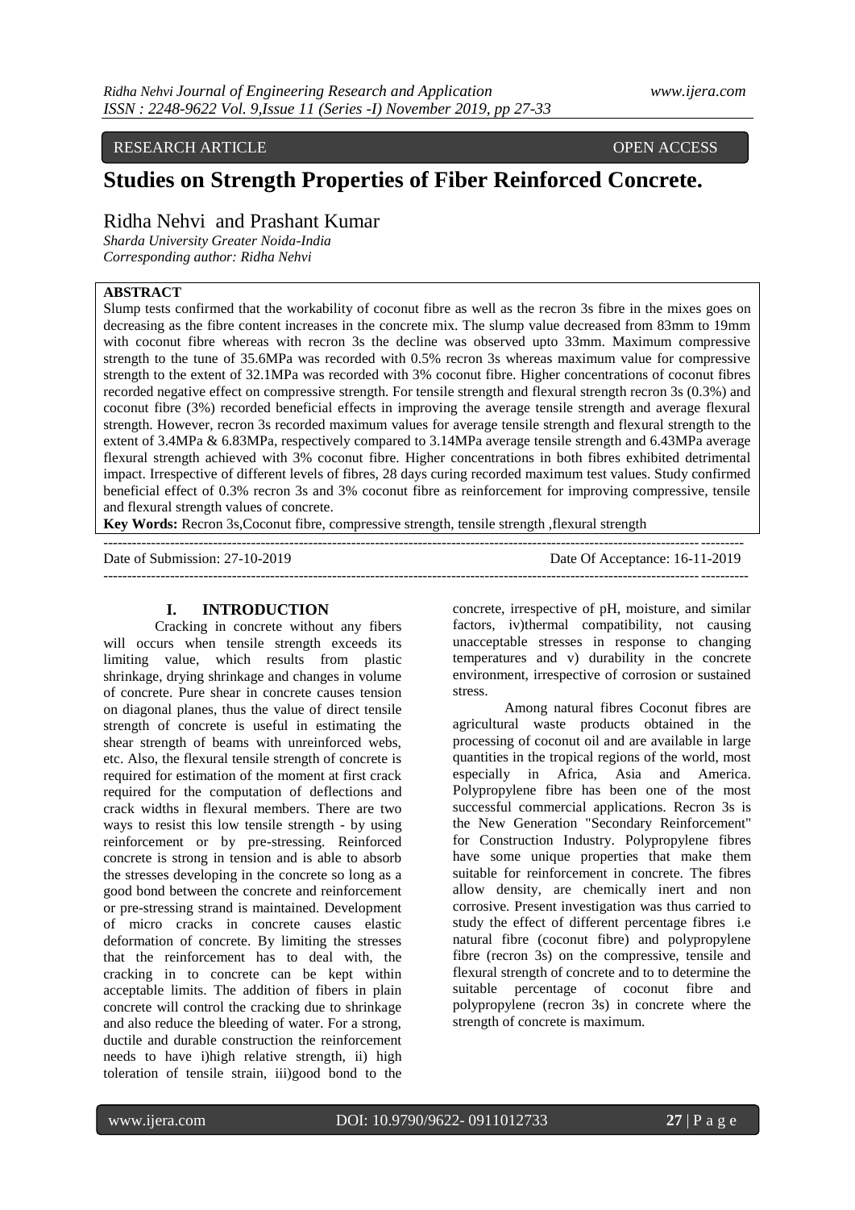RESEARCH ARTICLE　　　　　　　　　　　　　　　　　　　　OPEN ACCESS

# Studies on Strength Properties of Fiber Reinforced Concrete.

Ridha Nehvi and Prashant Kumar

*Sharda University Greater Noida-India*
*Corresponding author: Ridha Nehvi*

**ABSTRACT**

Slump tests confirmed that the workability of coconut fibre as well as the recron 3s fibre in the mixes goes on decreasing as the fibre content increases in the concrete mix. The slump value decreased from 83mm to 19mm with coconut fibre whereas with recron 3s the decline was observed upto 33mm. Maximum compressive strength to the tune of 35.6MPa was recorded with 0.5% recron 3s whereas maximum value for compressive strength to the extent of 32.1MPa was recorded with 3% coconut fibre. Higher concentrations of coconut fibres recorded negative effect on compressive strength. For tensile strength and flexural strength recron 3s (0.3%) and coconut fibre (3%) recorded beneficial effects in improving the average tensile strength and average flexural strength. However, recron 3s recorded maximum values for average tensile strength and flexural strength to the extent of 3.4MPa & 6.83MPa, respectively compared to 3.14MPa average tensile strength and 6.43MPa average flexural strength achieved with 3% coconut fibre. Higher concentrations in both fibres exhibited detrimental impact. Irrespective of different levels of fibres, 28 days curing recorded maximum test values. Study confirmed beneficial effect of 0.3% recron 3s and 3% coconut fibre as reinforcement for improving compressive, tensile and flexural strength values of concrete.

**Key Words:** Recron 3s,Coconut fibre, compressive strength, tensile strength ,flexural strength

---

Date of Submission: 27-10-2019　　　　　　　　　　　　　　　　　　　　Date Of Acceptance: 16-11-2019

---

## I. INTRODUCTION

Cracking in concrete without any fibers will occurs when tensile strength exceeds its limiting value, which results from plastic shrinkage, drying shrinkage and changes in volume of concrete. Pure shear in concrete causes tension on diagonal planes, thus the value of direct tensile strength of concrete is useful in estimating the shear strength of beams with unreinforced webs, etc. Also, the flexural tensile strength of concrete is required for estimation of the moment at first crack required for the computation of deflections and crack widths in flexural members. There are two ways to resist this low tensile strength - by using reinforcement or by pre-stressing. Reinforced concrete is strong in tension and is able to absorb the stresses developing in the concrete so long as a good bond between the concrete and reinforcement or pre-stressing strand is maintained. Development of micro cracks in concrete causes elastic deformation of concrete. By limiting the stresses that the reinforcement has to deal with, the cracking in to concrete can be kept within acceptable limits. The addition of fibers in plain concrete will control the cracking due to shrinkage and also reduce the bleeding of water. For a strong, ductile and durable construction the reinforcement needs to have i)high relative strength, ii) high toleration of tensile strain, iii)good bond to the concrete, irrespective of pH, moisture, and similar factors, iv)thermal compatibility, not causing unacceptable stresses in response to changing temperatures and v) durability in the concrete environment, irrespective of corrosion or sustained stress.

Among natural fibres Coconut fibres are agricultural waste products obtained in the processing of coconut oil and are available in large quantities in the tropical regions of the world, most especially in Africa, Asia and America. Polypropylene fibre has been one of the most successful commercial applications. Recron 3s is the New Generation "Secondary Reinforcement" for Construction Industry. Polypropylene fibres have some unique properties that make them suitable for reinforcement in concrete. The fibres allow density, are chemically inert and non corrosive. Present investigation was thus carried to study the effect of different percentage fibres i.e natural fibre (coconut fibre) and polypropylene fibre (recron 3s) on the compressive, tensile and flexural strength of concrete and to to determine the suitable percentage of coconut fibre and polypropylene (recron 3s) in concrete where the strength of concrete is maximum.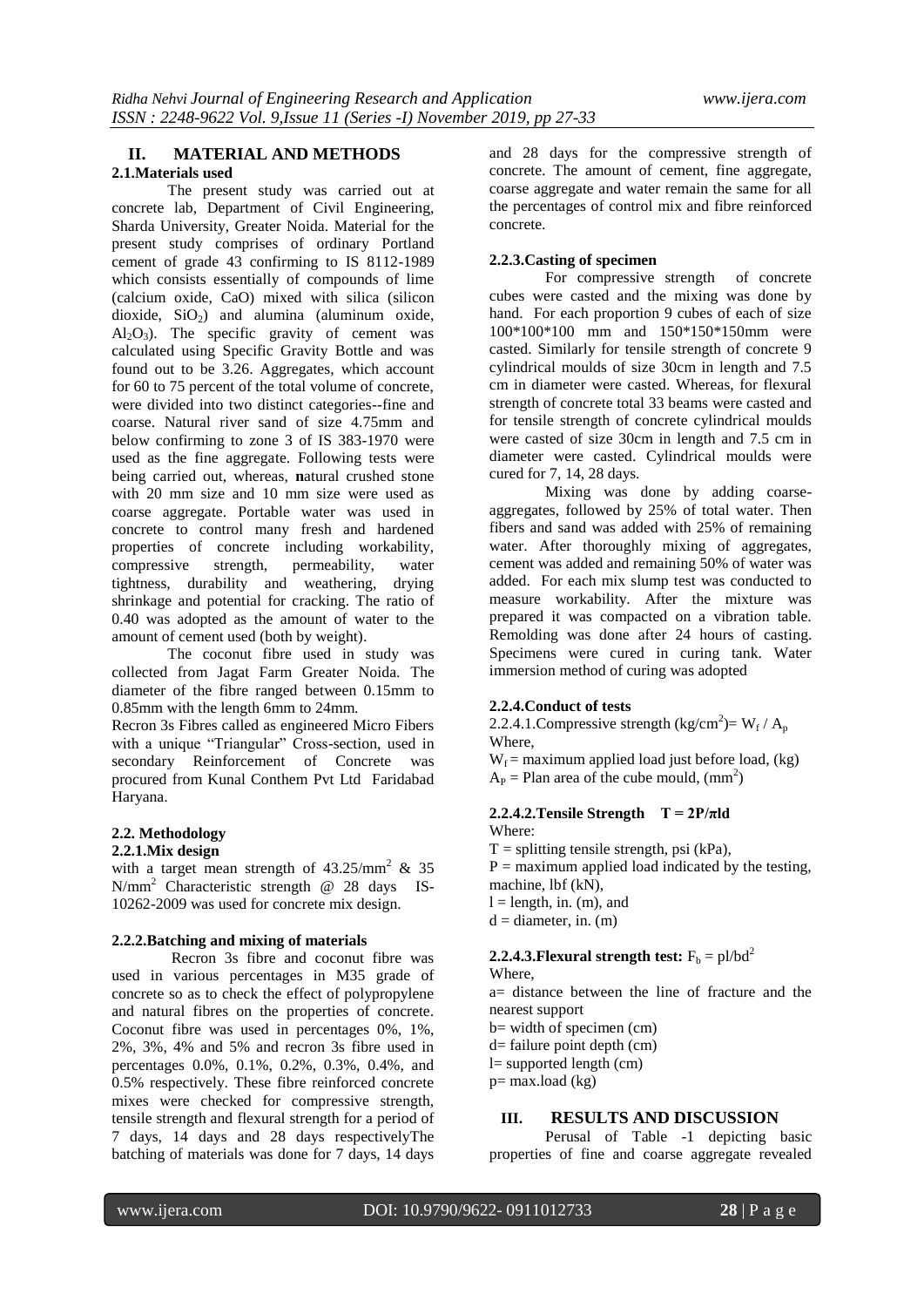## II. MATERIAL AND METHODS

### 2.1.Materials used

The present study was carried out at concrete lab, Department of Civil Engineering, Sharda University, Greater Noida. Material for the present study comprises of ordinary Portland cement of grade 43 confirming to IS 8112-1989 which consists essentially of compounds of lime (calcium oxide, CaO) mixed with silica (silicon dioxide, $SiO_2$) and alumina (aluminum oxide, $Al_2O_3$). The specific gravity of cement was calculated using Specific Gravity Bottle and was found out to be 3.26. Aggregates, which account for 60 to 75 percent of the total volume of concrete, were divided into two distinct categories--fine and coarse. Natural river sand of size 4.75mm and below confirming to zone 3 of IS 383-1970 were used as the fine aggregate. Following tests were being carried out, whereas, **n**atural crushed stone with 20 mm size and 10 mm size were used as coarse aggregate. Portable water was used in concrete to control many fresh and hardened properties of concrete including workability, compressive strength, permeability, water tightness, durability and weathering, drying shrinkage and potential for cracking. The ratio of 0.40 was adopted as the amount of water to the amount of cement used (both by weight).

The coconut fibre used in study was collected from Jagat Farm Greater Noida. The diameter of the fibre ranged between 0.15mm to 0.85mm with the length 6mm to 24mm.

Recron 3s Fibres called as engineered Micro Fibers with a unique "Triangular" Cross-section, used in secondary Reinforcement of Concrete was procured from Kunal Conthem Pvt Ltd Faridabad Haryana.

### 2.2. Methodology

#### 2.2.1.Mix design

with a target mean strength of 43.25/mm$^2$ & 35 N/mm$^2$ Characteristic strength @ 28 days IS-10262-2009 was used for concrete mix design.

#### 2.2.2.Batching and mixing of materials

Recron 3s fibre and coconut fibre was used in various percentages in M35 grade of concrete so as to check the effect of polypropylene and natural fibres on the properties of concrete. Coconut fibre was used in percentages 0%, 1%, 2%, 3%, 4% and 5% and recron 3s fibre used in percentages 0.0%, 0.1%, 0.2%, 0.3%, 0.4%, and 0.5% respectively. These fibre reinforced concrete mixes were checked for compressive strength, tensile strength and flexural strength for a period of 7 days, 14 days and 28 days respectivelyThe batching of materials was done for 7 days, 14 days and 28 days for the compressive strength of concrete. The amount of cement, fine aggregate, coarse aggregate and water remain the same for all the percentages of control mix and fibre reinforced concrete.

#### 2.2.3.Casting of specimen

For compressive strength of concrete cubes were casted and the mixing was done by hand. For each proportion 9 cubes of each of size 100\*100\*100 mm and 150\*150\*150mm were casted. Similarly for tensile strength of concrete 9 cylindrical moulds of size 30cm in length and 7.5 cm in diameter were casted. Whereas, for flexural strength of concrete total 33 beams were casted and for tensile strength of concrete cylindrical moulds were casted of size 30cm in length and 7.5 cm in diameter were casted. Cylindrical moulds were cured for 7, 14, 28 days.

Mixing was done by adding coarse-aggregates, followed by 25% of total water. Then fibers and sand was added with 25% of remaining water. After thoroughly mixing of aggregates, cement was added and remaining 50% of water was added. For each mix slump test was conducted to measure workability. After the mixture was prepared it was compacted on a vibration table. Remolding was done after 24 hours of casting. Specimens were cured in curing tank. Water immersion method of curing was adopted

#### 2.2.4.Conduct of tests

2.2.4.1.Compressive strength (kg/cm$^2$)= $W_f$ / $A_p$

Where,

$W_f$ = maximum applied load just before load, (kg)

$A_P$ = Plan area of the cube mould, (mm$^2$)

**2.2.4.2.Tensile Strength $T = 2P/\pi ld$**

Where:

T = splitting tensile strength, psi (kPa),

P = maximum applied load indicated by the testing, machine, lbf (kN),

l = length, in. (m), and

d = diameter, in. (m)

**2.2.4.3.Flexural strength test:** $F_b = pl/bd^2$

Where,

a= distance between the line of fracture and the nearest support

b= width of specimen (cm)

d= failure point depth (cm)

l= supported length (cm)

p= max.load (kg)

## III. RESULTS AND DISCUSSION

Perusal of Table -1 depicting basic properties of fine and coarse aggregate revealed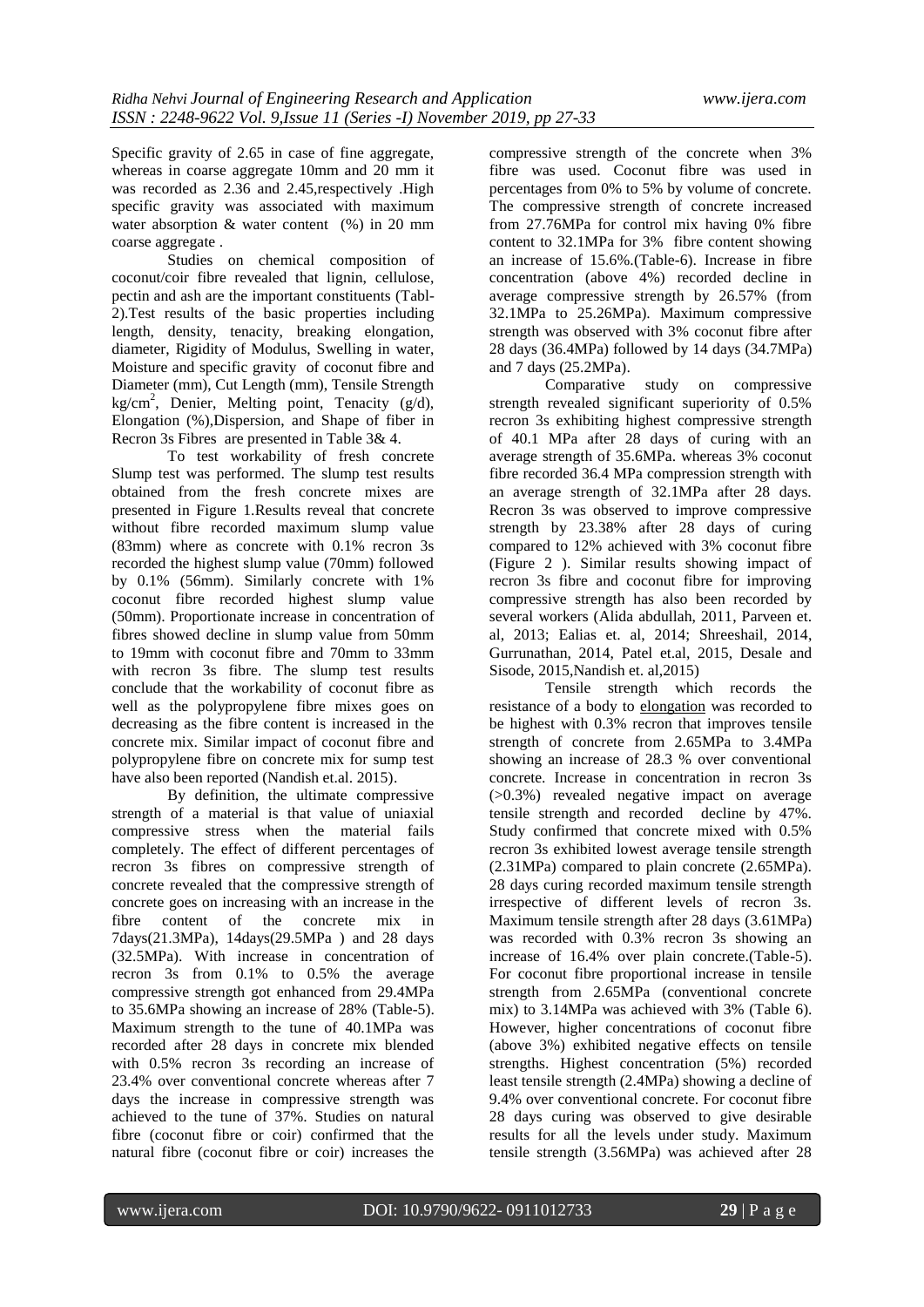Specific gravity of 2.65 in case of fine aggregate, whereas in coarse aggregate 10mm and 20 mm it was recorded as 2.36 and 2.45,respectively .High specific gravity was associated with maximum water absorption & water content (%) in 20 mm coarse aggregate .

Studies on chemical composition of coconut/coir fibre revealed that lignin, cellulose, pectin and ash are the important constituents (Tabl-2).Test results of the basic properties including length, density, tenacity, breaking elongation, diameter, Rigidity of Modulus, Swelling in water, Moisture and specific gravity of coconut fibre and Diameter (mm), Cut Length (mm), Tensile Strength kg/cm$^2$, Denier, Melting point, Tenacity (g/d), Elongation (%),Dispersion, and Shape of fiber in Recron 3s Fibres are presented in Table 3& 4.

To test workability of fresh concrete Slump test was performed. The slump test results obtained from the fresh concrete mixes are presented in Figure 1.Results reveal that concrete without fibre recorded maximum slump value (83mm) where as concrete with 0.1% recron 3s recorded the highest slump value (70mm) followed by 0.1% (56mm). Similarly concrete with 1% coconut fibre recorded highest slump value (50mm). Proportionate increase in concentration of fibres showed decline in slump value from 50mm to 19mm with coconut fibre and 70mm to 33mm with recron 3s fibre. The slump test results conclude that the workability of coconut fibre as well as the polypropylene fibre mixes goes on decreasing as the fibre content is increased in the concrete mix. Similar impact of coconut fibre and polypropylene fibre on concrete mix for sump test have also been reported (Nandish et.al. 2015).

By definition, the ultimate compressive strength of a material is that value of uniaxial compressive stress when the material fails completely. The effect of different percentages of recron 3s fibres on compressive strength of concrete revealed that the compressive strength of concrete goes on increasing with an increase in the fibre content of the concrete mix in 7days(21.3MPa), 14days(29.5MPa ) and 28 days (32.5MPa). With increase in concentration of recron 3s from 0.1% to 0.5% the average compressive strength got enhanced from 29.4MPa to 35.6MPa showing an increase of 28% (Table-5). Maximum strength to the tune of 40.1MPa was recorded after 28 days in concrete mix blended with 0.5% recron 3s recording an increase of 23.4% over conventional concrete whereas after 7 days the increase in compressive strength was achieved to the tune of 37%. Studies on natural fibre (coconut fibre or coir) confirmed that the natural fibre (coconut fibre or coir) increases the compressive strength of the concrete when 3% fibre was used. Coconut fibre was used in percentages from 0% to 5% by volume of concrete. The compressive strength of concrete increased from 27.76MPa for control mix having 0% fibre content to 32.1MPa for 3% fibre content showing an increase of 15.6%.(Table-6). Increase in fibre concentration (above 4%) recorded decline in average compressive strength by 26.57% (from 32.1MPa to 25.26MPa). Maximum compressive strength was observed with 3% coconut fibre after 28 days (36.4MPa) followed by 14 days (34.7MPa) and 7 days (25.2MPa).

Comparative study on compressive strength revealed significant superiority of 0.5% recron 3s exhibiting highest compressive strength of 40.1 MPa after 28 days of curing with an average strength of 35.6MPa. whereas 3% coconut fibre recorded 36.4 MPa compression strength with an average strength of 32.1MPa after 28 days. Recron 3s was observed to improve compressive strength by 23.38% after 28 days of curing compared to 12% achieved with 3% coconut fibre (Figure 2 ). Similar results showing impact of recron 3s fibre and coconut fibre for improving compressive strength has also been recorded by several workers (Alida abdullah, 2011, Parveen et. al, 2013; Ealias et. al, 2014; Shreeshail, 2014, Gurrunathan, 2014, Patel et.al, 2015, Desale and Sisode, 2015,Nandish et. al,2015)

Tensile strength which records the resistance of a body to elongation was recorded to be highest with 0.3% recron that improves tensile strength of concrete from 2.65MPa to 3.4MPa showing an increase of 28.3 % over conventional concrete. Increase in concentration in recron 3s (>0.3%) revealed negative impact on average tensile strength and recorded decline by 47%. Study confirmed that concrete mixed with 0.5% recron 3s exhibited lowest average tensile strength (2.31MPa) compared to plain concrete (2.65MPa). 28 days curing recorded maximum tensile strength irrespective of different levels of recron 3s. Maximum tensile strength after 28 days (3.61MPa) was recorded with 0.3% recron 3s showing an increase of 16.4% over plain concrete.(Table-5). For coconut fibre proportional increase in tensile strength from 2.65MPa (conventional concrete mix) to 3.14MPa was achieved with 3% (Table 6). However, higher concentrations of coconut fibre (above 3%) exhibited negative effects on tensile strengths. Highest concentration (5%) recorded least tensile strength (2.4MPa) showing a decline of 9.4% over conventional concrete. For coconut fibre 28 days curing was observed to give desirable results for all the levels under study. Maximum tensile strength (3.56MPa) was achieved after 28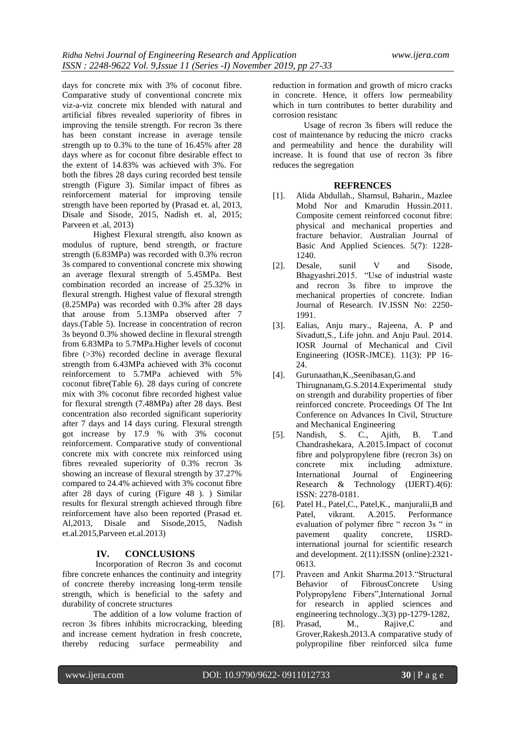days for concrete mix with 3% of coconut fibre. Comparative study of conventional concrete mix viz-a-viz concrete mix blended with natural and artificial fibres revealed superiority of fibres in improving the tensile strength. For recron 3s there has been constant increase in average tensile strength up to 0.3% to the tune of 16.45% after 28 days where as for coconut fibre desirable effect to the extent of 14.83% was achieved with 3%. For both the fibres 28 days curing recorded best tensile strength (Figure 3). Similar impact of fibres as reinforcement material for improving tensile strength have been reported by (Prasad et. al, 2013, Disale and Sisode, 2015, Nadish et. al, 2015; Parveen et .al, 2013)

Highest Flexural strength, also known as modulus of rupture, bend strength, or fracture strength (6.83MPa) was recorded with 0.3% recron 3s compared to conventional concrete mix showing an average flexural strength of 5.45MPa. Best combination recorded an increase of 25.32% in flexural strength. Highest value of flexural strength (8.25MPa) was recorded with 0.3% after 28 days that arouse from 5.13MPa observed after 7 days.(Table 5). Increase in concentration of recron 3s beyond 0.3% showed decline in flexural strength from 6.83MPa to 5.7MPa.Higher levels of coconut fibre (>3%) recorded decline in average flexural strength from 6.43MPa achieved with 3% coconut reinforcement to 5.7MPa achieved with 5% coconut fibre(Table 6). 28 days curing of concrete mix with 3% coconut fibre recorded highest value for flexural strength (7.48MPa) after 28 days. Best concentration also recorded significant superiority after 7 days and 14 days curing. Flexural strength got increase by 17.9 % with 3% coconut reinforcement. Comparative study of conventional concrete mix with concrete mix reinforced using fibres revealed superiority of 0.3% recron 3s showing an increase of flexural strength by 37.27% compared to 24.4% achieved with 3% coconut fibre after 28 days of curing (Figure 48 ). ) Similar results for flexural strength achieved through fibre reinforcement have also been reported (Prasad et. Al,2013, Disale and Sisode,2015, Nadish et.al.2015,Parveen et.al.2013)

## IV. CONCLUSIONS

Incorporation of Recron 3s and coconut fibre concrete enhances the continuity and integrity of concrete thereby increasing long-term tensile strength, which is beneficial to the safety and durability of concrete structures

The addition of a low volume fraction of recron 3s fibres inhibits microcracking, bleeding and increase cement hydration in fresh concrete, thereby reducing surface permeability and reduction in formation and growth of micro cracks in concrete. Hence, it offers low permeability which in turn contributes to better durability and corrosion resistanc

Usage of recron 3s fibers will reduce the cost of maintenance by reducing the micro cracks and permeability and hence the durability will increase. It is found that use of recron 3s fibre reduces the segregation

## REFRENCES

[1]. Alida Abdullah., Shamsul, Baharin., Mazlee Mohd Nor and Kmarudin Hussin.2011. Composite cement reinforced coconut fibre: physical and mechanical properties and fracture behavior. Australian Journal of Basic And Applied Sciences. 5(7): 1228-1240.

[2]. Desale, sunil V and Sisode, Bhagyashri.2015. "Use of industrial waste and recron 3s fibre to improve the mechanical properties of concrete. Indian Journal of Research. IV.ISSN No: 2250-1991.

[3]. Ealias, Anju mary., Rajeena, A. P and Sivadutt,S., Life john. and Anju Paul. 2014. IOSR Journal of Mechanical and Civil Engineering (IOSR-JMCE). 11(3): PP 16-24.

[4]. Gurunaathan,K.,Seenibasan,G.and Thirugnanam,G.S.2014.Experimental study on strength and durability properties of fiber reinforced concrete. Proceedings Of The Int Conference on Advances In Civil, Structure and Mechanical Engineering

[5]. Nandish, S. C., Ajith, B. T.and Chandrashekara, A.2015.Impact of coconut fibre and polypropylene fibre (recron 3s) on concrete mix including admixture. International Journal of Engineering Research & Technology (IJERT).4(6): ISSN: 2278-0181.

[6]. Patel H., Patel,C., Patel,K., manjuralii,B and Patel, vikrant. A.2015. Performance evaluation of polymer fibre " recron 3s " in pavement quality concrete, IJSRD-international journal for scientific research and development. 2(11):ISSN (online):2321-0613.

[7]. Praveen and Ankit Sharma.2013."Structural Behavior of FibrousConcrete Using Polypropylene Fibers",International Jornal for research in applied sciences and engineering technology..3(3) pp-1279-1282,

[8]. Prasad, M., Rajive,C and Grover,Rakesh.2013.A comparative study of polypropiline fiber reinforced silca fume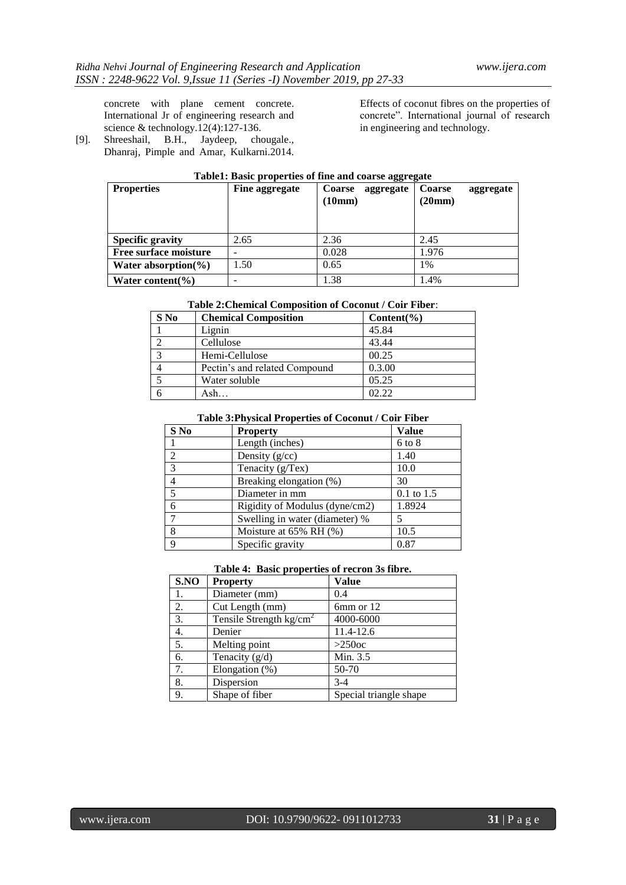concrete with plane cement concrete. International Jr of engineering research and science & technology.12(4):127-136.

[9]. Shreeshail, B.H., Jaydeep, chougale., Dhanraj, Pimple and Amar, Kulkarni.2014. Effects of coconut fibres on the properties of concrete". International journal of research in engineering and technology.

**Table1: Basic properties of fine and coarse aggregate**

| Properties | Fine aggregate | Coarse aggregate (10mm) | Coarse aggregate (20mm) |
|---|---|---|---|
| **Specific gravity** | 2.65 | 2.36 | 2.45 |
| **Free surface moisture** | - | 0.028 | 1.976 |
| **Water absorption(%)** | 1.50 | 0.65 | 1% |
| **Water content(%)** | - | 1.38 | 1.4% |

**Table 2:Chemical Composition of Coconut / Coir Fiber**:

| S No | Chemical Composition | Content(%) |
|---|---|---|
| 1 | Lignin | 45.84 |
| 2 | Cellulose | 43.44 |
| 3 | Hemi-Cellulose | 00.25 |
| 4 | Pectin's and related Compound | 0.3.00 |
| 5 | Water soluble | 05.25 |
| 6 | Ash… | 02.22 |

**Table 3:Physical Properties of Coconut / Coir Fiber**

| S No | Property | Value |
|---|---|---|
| 1 | Length (inches) | 6 to 8 |
| 2 | Density (g/cc) | 1.40 |
| 3 | Tenacity (g/Tex) | 10.0 |
| 4 | Breaking elongation (%) | 30 |
| 5 | Diameter in mm | 0.1 to 1.5 |
| 6 | Rigidity of Modulus (dyne/cm2) | 1.8924 |
| 7 | Swelling in water (diameter) % | 5 |
| 8 | Moisture at 65% RH (%) | 10.5 |
| 9 | Specific gravity | 0.87 |

**Table 4: Basic properties of recron 3s fibre.**

| S.NO | Property | Value |
|---|---|---|
| 1. | Diameter (mm) | 0.4 |
| 2. | Cut Length (mm) | 6mm or 12 |
| 3. | Tensile Strength $kg/cm^2$ | 4000-6000 |
| 4. | Denier | 11.4-12.6 |
| 5. | Melting point | >250oc |
| 6. | Tenacity (g/d) | Min. 3.5 |
| 7. | Elongation (%) | 50-70 |
| 8. | Dispersion | 3-4 |
| 9. | Shape of fiber | Special triangle shape |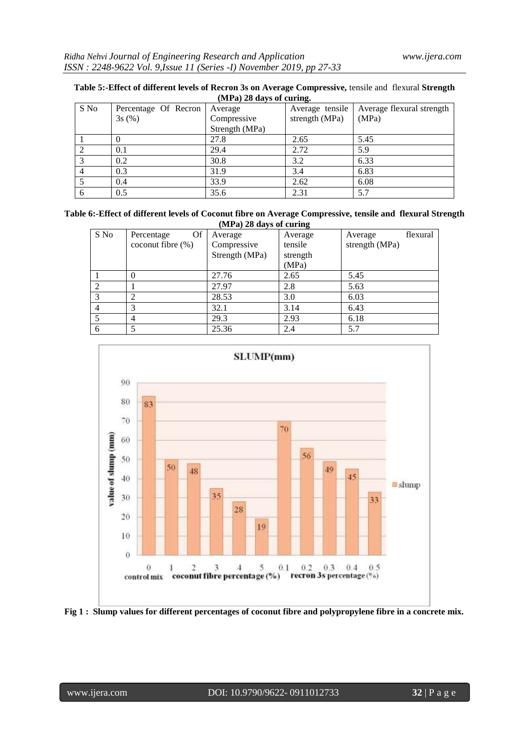**Table 5:-Effect of different levels of Recron 3s on Average Compressive, tensile and flexural Strength (MPa) 28 days of curing.**

| S No | Percentage Of Recron 3s (%) | Average Compressive Strength (MPa) | Average tensile strength (MPa) | Average flexural strength (MPa) |
|---|---|---|---|---|
| 1 | 0 | 27.8 | 2.65 | 5.45 |
| 2 | 0.1 | 29.4 | 2.72 | 5.9 |
| 3 | 0.2 | 30.8 | 3.2 | 6.33 |
| 4 | 0.3 | 31.9 | 3.4 | 6.83 |
| 5 | 0.4 | 33.9 | 2.62 | 6.08 |
| 6 | 0.5 | 35.6 | 2.31 | 5.7 |

**Table 6:-Effect of different levels of Coconut fibre on Average Compressive, tensile and flexural Strength (MPa) 28 days of curing**

| S No | Percentage Of coconut fibre (%) | Average Compressive Strength (MPa) | Average tensile strength (MPa) | Average flexural strength (MPa) |
|---|---|---|---|---|
| 1 | 0 | 27.76 | 2.65 | 5.45 |
| 2 | 1 | 27.97 | 2.8 | 5.63 |
| 3 | 2 | 28.53 | 3.0 | 6.03 |
| 4 | 3 | 32.1 | 3.14 | 6.43 |
| 5 | 4 | 29.3 | 2.93 | 6.18 |
| 6 | 5 | 25.36 | 2.4 | 5.7 |

**Fig 1 : Slump values for different percentages of coconut fibre and polypropylene fibre in a concrete mix.**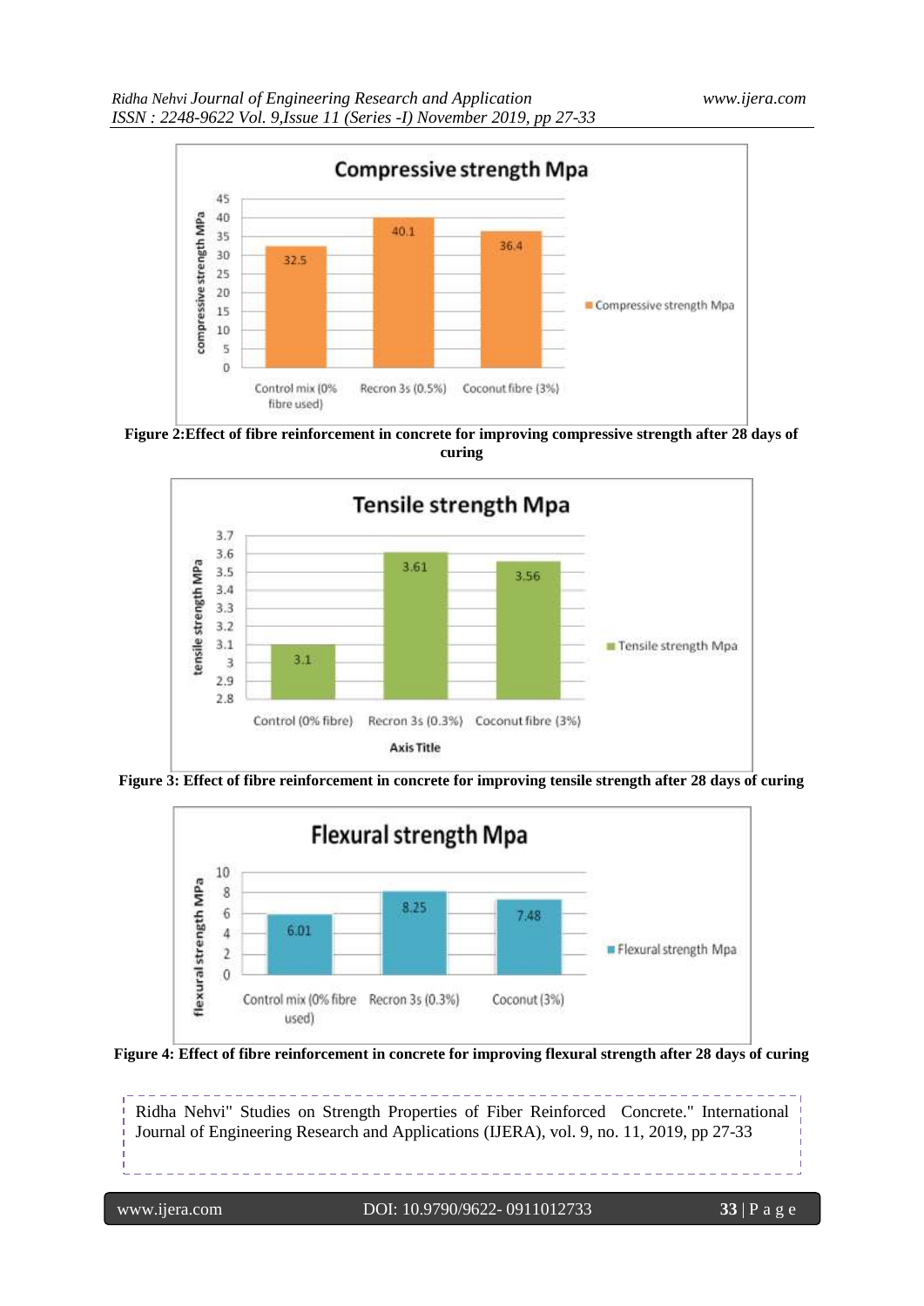Compressive strength Mpa

compressive strength MPa

45
40
35
30
25
20
15
10
5
0

32.5
40.1
36.4

Control mix (0% fibre used)
Recron 3s (0.5%)
Coconut fibre (3%)

Compressive strength Mpa

**Figure 2:Effect of fibre reinforcement in concrete for improving compressive strength after 28 days of curing**

Tensile strength Mpa

tensile strength MPa

3.7
3.6
3.5
3.4
3.3
3.2
3.1
3
2.9
2.8

3.1
3.61
3.56

Control (0% fibre)
Recron 3s (0.3%)
Coconut fibre (3%)

Axis Title

Tensile strength Mpa

**Figure 3: Effect of fibre reinforcement in concrete for improving tensile strength after 28 days of curing**

Flexural strength Mpa

flexural strength MPa

10
8
6
4
2
0

6.01
8.25
7.48

Control mix (0% fibre used)
Recron 3s (0.3%)
Coconut (3%)

Flexural strength Mpa

**Figure 4: Effect of fibre reinforcement in concrete for improving flexural strength after 28 days of curing**

Ridha Nehvi" Studies on Strength Properties of Fiber Reinforced Concrete." International Journal of Engineering Research and Applications (IJERA), vol. 9, no. 11, 2019, pp 27-33